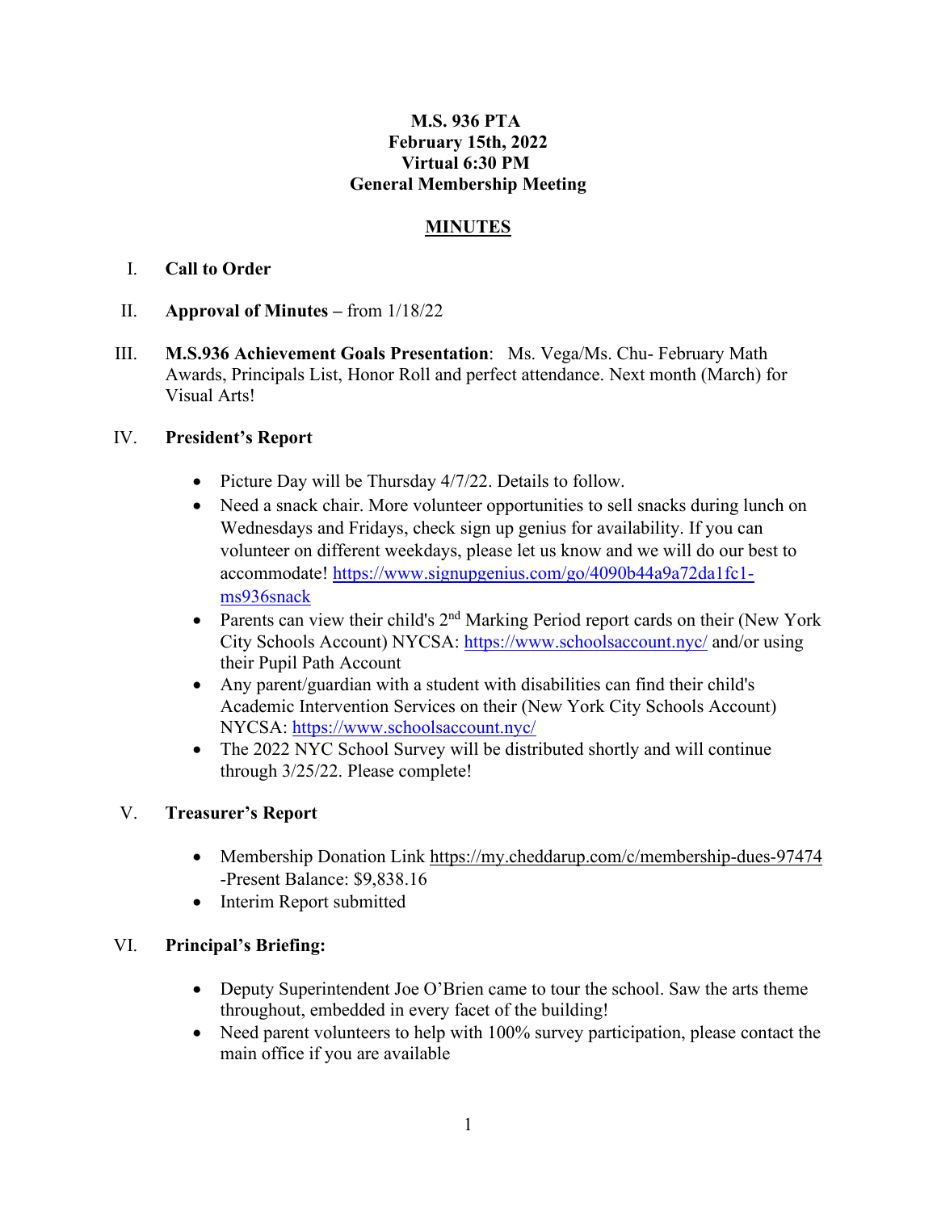**M.S. 936 PTA**
**February 15th, 2022**
**Virtual 6:30 PM**
**General Membership Meeting**

# MINUTES

I. **Call to Order**

II. **Approval of Minutes** – from 1/18/22

III. **M.S.936 Achievement Goals Presentation**: Ms. Vega/Ms. Chu- February Math Awards, Principals List, Honor Roll and perfect attendance. Next month (March) for Visual Arts!

IV. **President's Report**

- Picture Day will be Thursday 4/7/22. Details to follow.
- Need a snack chair. More volunteer opportunities to sell snacks during lunch on Wednesdays and Fridays, check sign up genius for availability. If you can volunteer on different weekdays, please let us know and we will do our best to accommodate! https://www.signupgenius.com/go/4090b44a9a72da1fc1-ms936snack
- Parents can view their child's 2nd Marking Period report cards on their (New York City Schools Account) NYCSA: https://www.schoolsaccount.nyc/ and/or using their Pupil Path Account
- Any parent/guardian with a student with disabilities can find their child's Academic Intervention Services on their (New York City Schools Account) NYCSA: https://www.schoolsaccount.nyc/
- The 2022 NYC School Survey will be distributed shortly and will continue through 3/25/22. Please complete!

V. **Treasurer's Report**

- Membership Donation Link https://my.cheddarup.com/c/membership-dues-97474 -Present Balance: $9,838.16
- Interim Report submitted

VI. **Principal's Briefing:**

- Deputy Superintendent Joe O'Brien came to tour the school. Saw the arts theme throughout, embedded in every facet of the building!
- Need parent volunteers to help with 100% survey participation, please contact the main office if you are available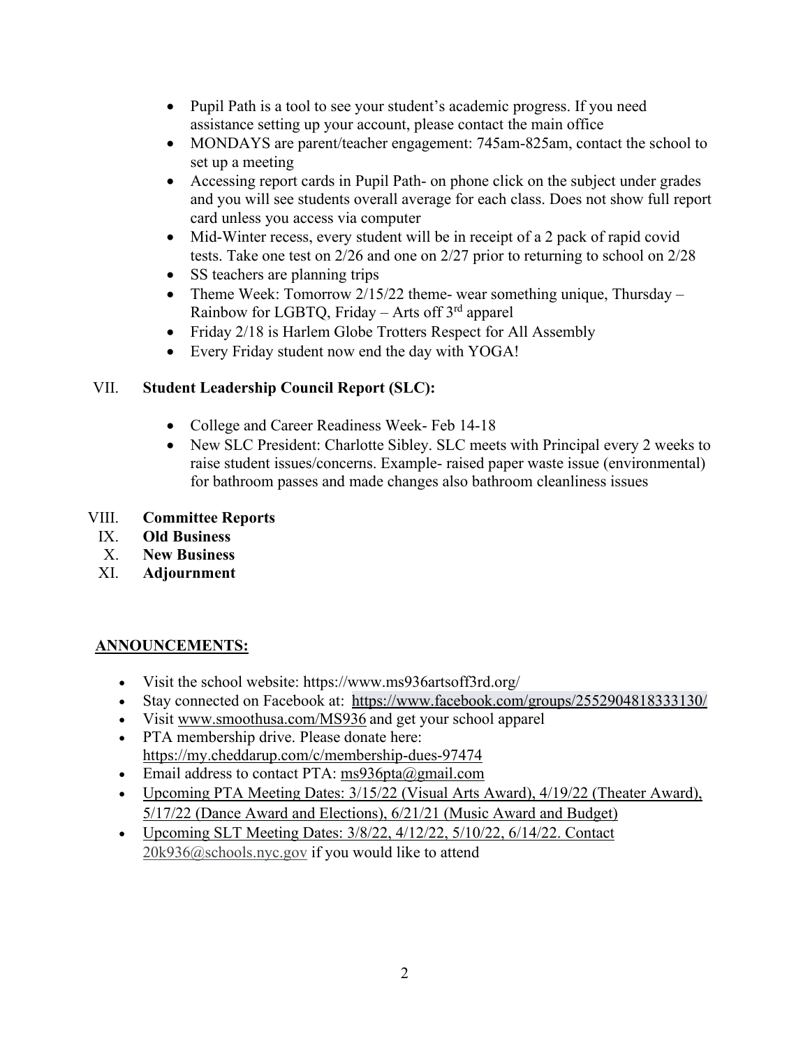- Pupil Path is a tool to see your student's academic progress. If you need assistance setting up your account, please contact the main office
- MONDAYS are parent/teacher engagement: 745am-825am, contact the school to set up a meeting
- Accessing report cards in Pupil Path- on phone click on the subject under grades and you will see students overall average for each class. Does not show full report card unless you access via computer
- Mid-Winter recess, every student will be in receipt of a 2 pack of rapid covid tests. Take one test on 2/26 and one on 2/27 prior to returning to school on 2/28
- SS teachers are planning trips
- Theme Week: Tomorrow 2/15/22 theme- wear something unique, Thursday – Rainbow for LGBTQ, Friday – Arts off 3rd apparel
- Friday 2/18 is Harlem Globe Trotters Respect for All Assembly
- Every Friday student now end the day with YOGA!

VII. **Student Leadership Council Report (SLC):**

- College and Career Readiness Week- Feb 14-18
- New SLC President: Charlotte Sibley. SLC meets with Principal every 2 weeks to raise student issues/concerns. Example- raised paper waste issue (environmental) for bathroom passes and made changes also bathroom cleanliness issues

VIII. **Committee Reports**

IX. **Old Business**

X. **New Business**

XI. **Adjournment**

## ANNOUNCEMENTS:

- Visit the school website: https://www.ms936artsoff3rd.org/
- Stay connected on Facebook at: https://www.facebook.com/groups/2552904818333130/
- Visit www.smoothusa.com/MS936 and get your school apparel
- PTA membership drive. Please donate here: https://my.cheddarup.com/c/membership-dues-97474
- Email address to contact PTA: ms936pta@gmail.com
- Upcoming PTA Meeting Dates: 3/15/22 (Visual Arts Award), 4/19/22 (Theater Award), 5/17/22 (Dance Award and Elections), 6/21/21 (Music Award and Budget)
- Upcoming SLT Meeting Dates: 3/8/22, 4/12/22, 5/10/22, 6/14/22. Contact 20k936@schools.nyc.gov if you would like to attend